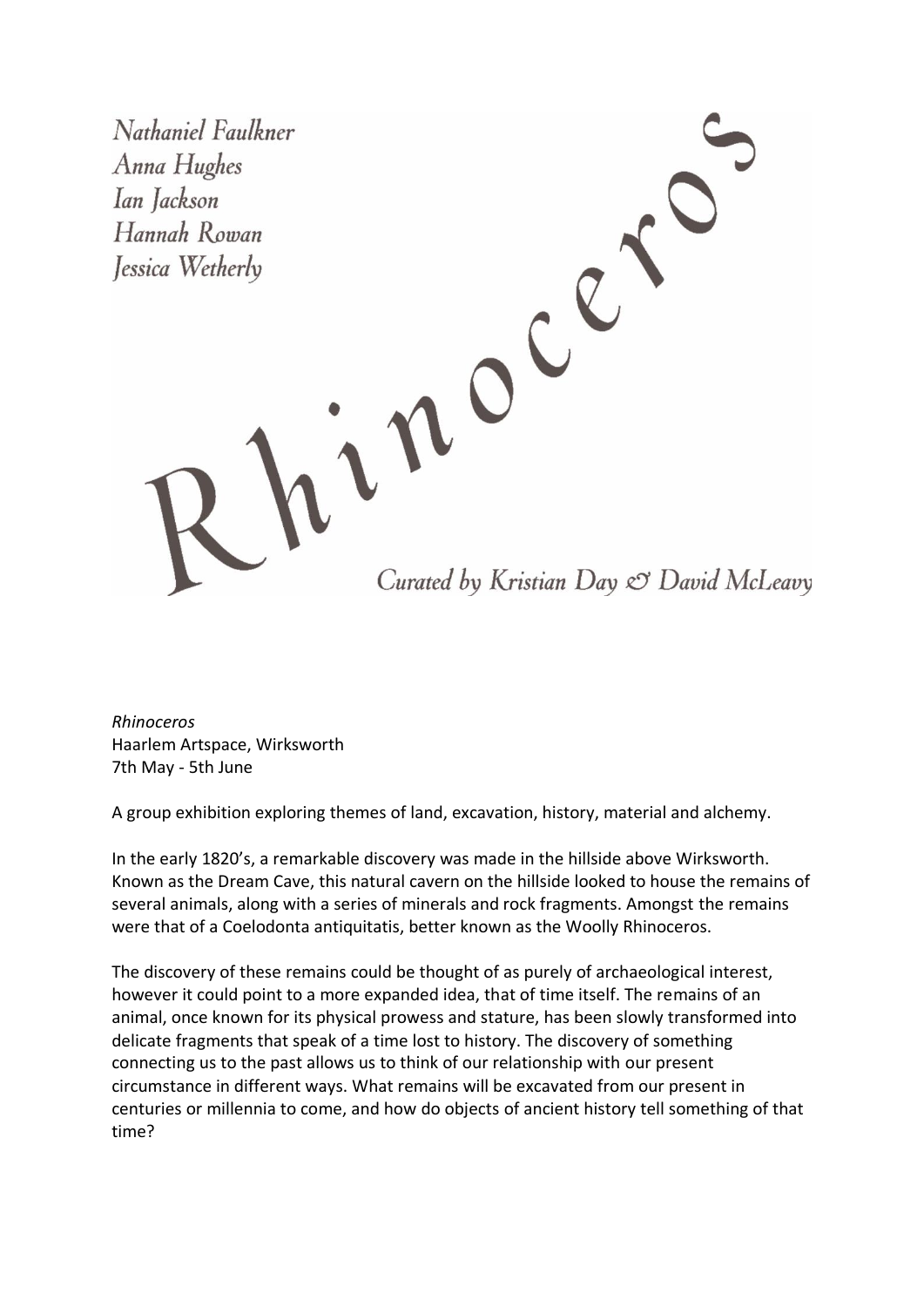Nathaniel Faulkner
Anna Hughes
Ian Jackson
Hannah Rowan
Jessica Wetherly

# Rhinoceros

Curated by Kristian Day & David McLeavy

*Rhinoceros*
Haarlem Artspace, Wirksworth
7th May - 5th June

A group exhibition exploring themes of land, excavation, history, material and alchemy.

In the early 1820's, a remarkable discovery was made in the hillside above Wirksworth. Known as the Dream Cave, this natural cavern on the hillside looked to house the remains of several animals, along with a series of minerals and rock fragments. Amongst the remains were that of a Coelodonta antiquitatis, better known as the Woolly Rhinoceros.

The discovery of these remains could be thought of as purely of archaeological interest, however it could point to a more expanded idea, that of time itself. The remains of an animal, once known for its physical prowess and stature, has been slowly transformed into delicate fragments that speak of a time lost to history. The discovery of something connecting us to the past allows us to think of our relationship with our present circumstance in different ways. What remains will be excavated from our present in centuries or millennia to come, and how do objects of ancient history tell something of that time?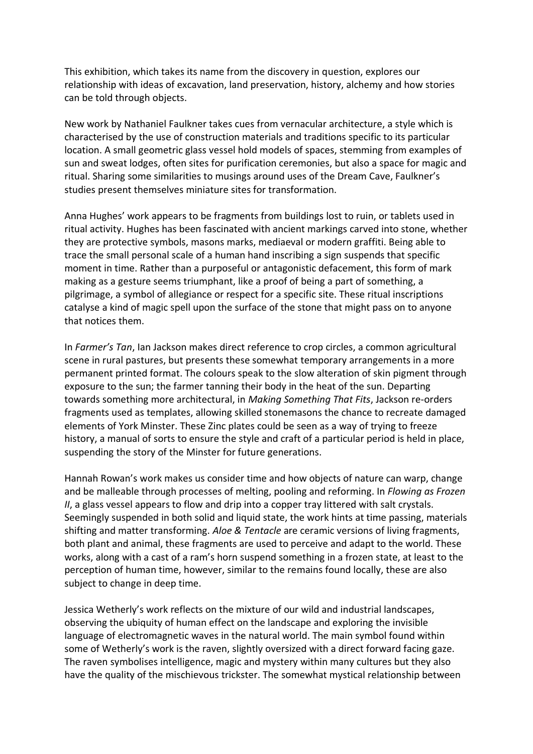This exhibition, which takes its name from the discovery in question, explores our relationship with ideas of excavation, land preservation, history, alchemy and how stories can be told through objects.

New work by Nathaniel Faulkner takes cues from vernacular architecture, a style which is characterised by the use of construction materials and traditions specific to its particular location. A small geometric glass vessel hold models of spaces, stemming from examples of sun and sweat lodges, often sites for purification ceremonies, but also a space for magic and ritual. Sharing some similarities to musings around uses of the Dream Cave, Faulkner's studies present themselves miniature sites for transformation.

Anna Hughes' work appears to be fragments from buildings lost to ruin, or tablets used in ritual activity. Hughes has been fascinated with ancient markings carved into stone, whether they are protective symbols, masons marks, mediaeval or modern graffiti. Being able to trace the small personal scale of a human hand inscribing a sign suspends that specific moment in time. Rather than a purposeful or antagonistic defacement, this form of mark making as a gesture seems triumphant, like a proof of being a part of something, a pilgrimage, a symbol of allegiance or respect for a specific site. These ritual inscriptions catalyse a kind of magic spell upon the surface of the stone that might pass on to anyone that notices them.

In *Farmer's Tan*, Ian Jackson makes direct reference to crop circles, a common agricultural scene in rural pastures, but presents these somewhat temporary arrangements in a more permanent printed format. The colours speak to the slow alteration of skin pigment through exposure to the sun; the farmer tanning their body in the heat of the sun. Departing towards something more architectural, in *Making Something That Fits*, Jackson re-orders fragments used as templates, allowing skilled stonemasons the chance to recreate damaged elements of York Minster. These Zinc plates could be seen as a way of trying to freeze history, a manual of sorts to ensure the style and craft of a particular period is held in place, suspending the story of the Minster for future generations.

Hannah Rowan's work makes us consider time and how objects of nature can warp, change and be malleable through processes of melting, pooling and reforming. In *Flowing as Frozen II*, a glass vessel appears to flow and drip into a copper tray littered with salt crystals. Seemingly suspended in both solid and liquid state, the work hints at time passing, materials shifting and matter transforming. *Aloe & Tentacle* are ceramic versions of living fragments, both plant and animal, these fragments are used to perceive and adapt to the world. These works, along with a cast of a ram's horn suspend something in a frozen state, at least to the perception of human time, however, similar to the remains found locally, these are also subject to change in deep time.

Jessica Wetherly's work reflects on the mixture of our wild and industrial landscapes, observing the ubiquity of human effect on the landscape and exploring the invisible language of electromagnetic waves in the natural world. The main symbol found within some of Wetherly's work is the raven, slightly oversized with a direct forward facing gaze. The raven symbolises intelligence, magic and mystery within many cultures but they also have the quality of the mischievous trickster. The somewhat mystical relationship between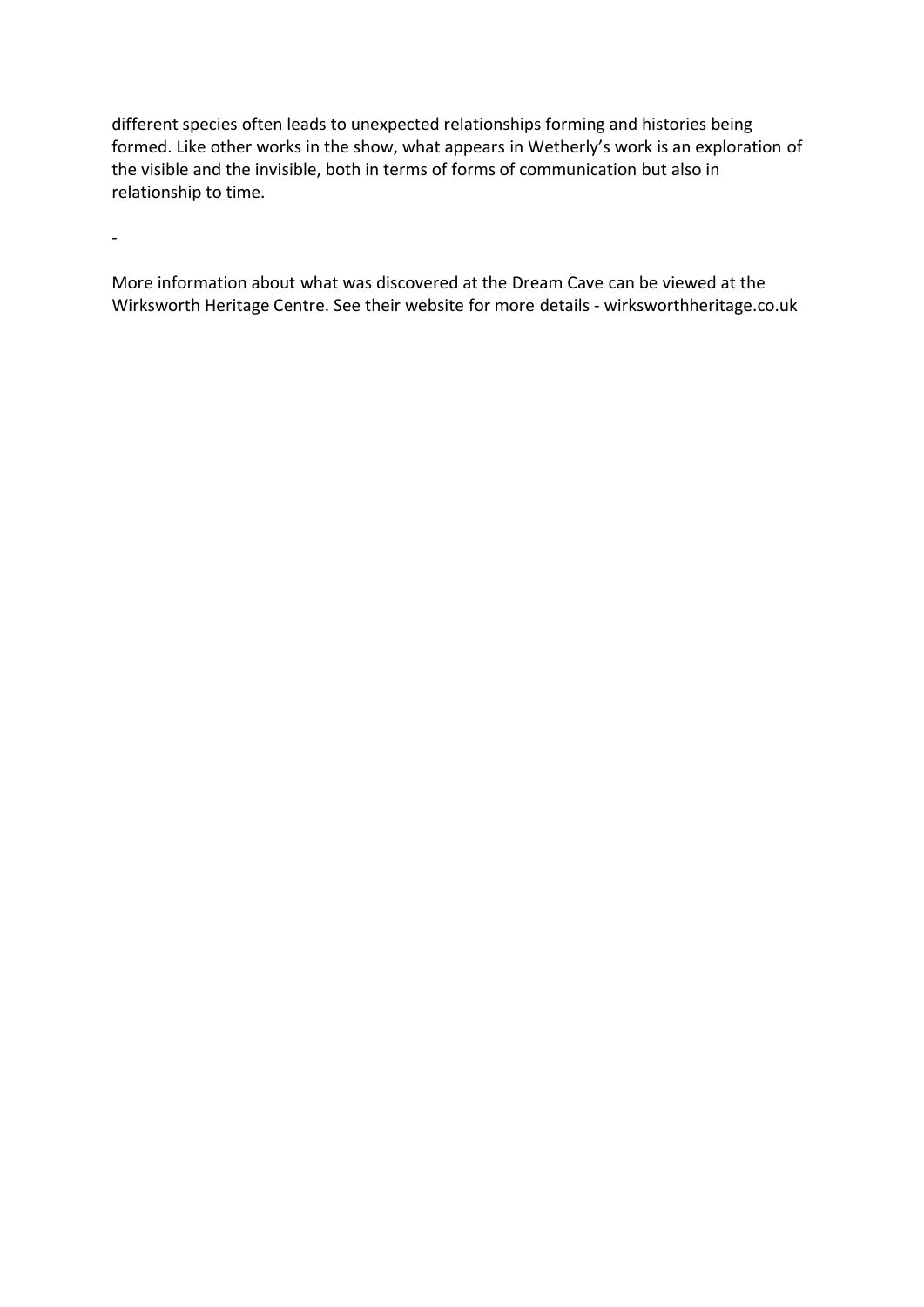different species often leads to unexpected relationships forming and histories being formed. Like other works in the show, what appears in Wetherly's work is an exploration of the visible and the invisible, both in terms of forms of communication but also in relationship to time.

-

More information about what was discovered at the Dream Cave can be viewed at the Wirksworth Heritage Centre. See their website for more details - wirksworthheritage.co.uk